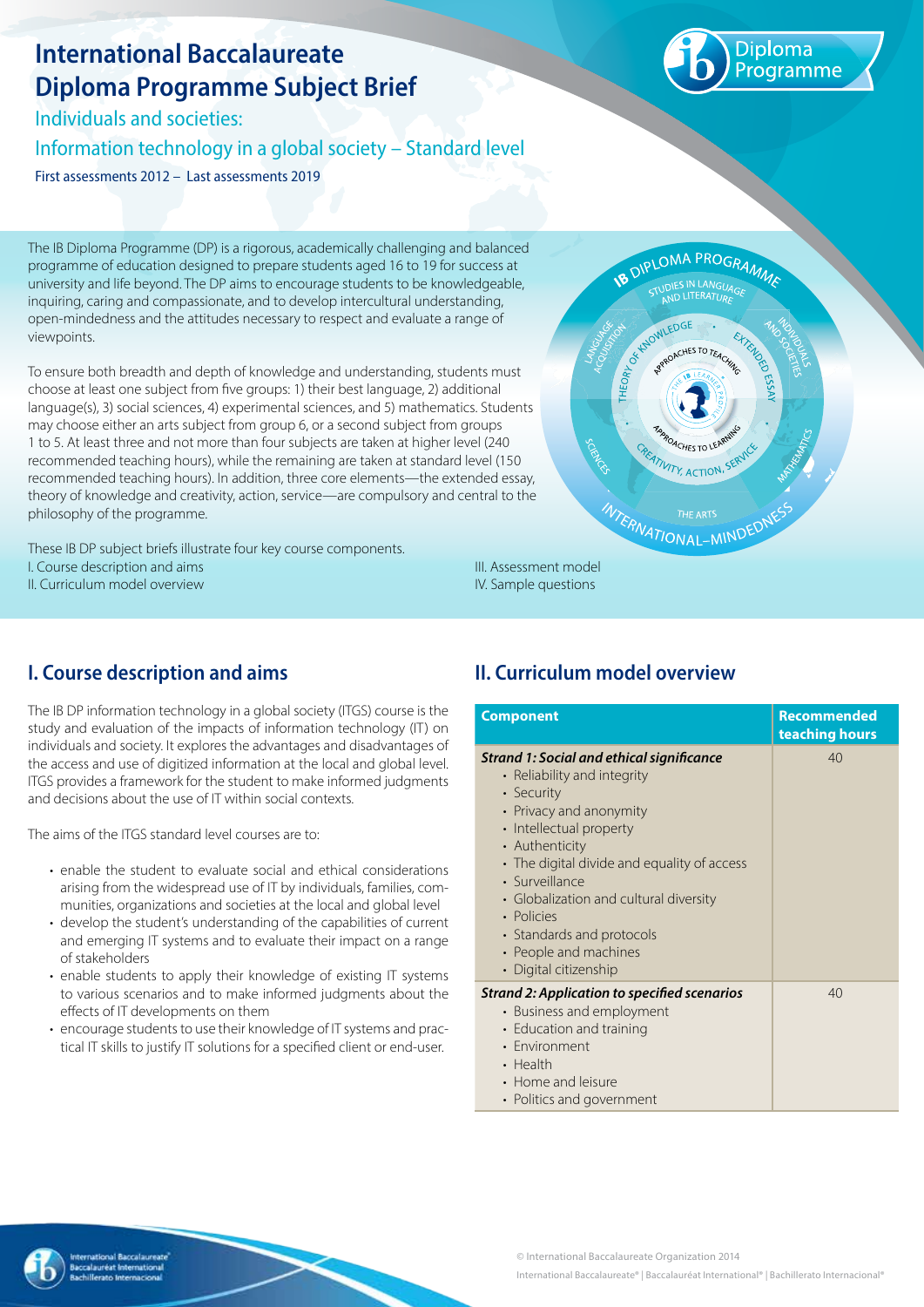# International Baccalaureate Diploma Programme Subject Brief

## Individuals and societies:

## Information technology in a global society – Standard level

First assessments 2012 – Last assessments 2019

The IB Diploma Programme (DP) is a rigorous, academically challenging and balanced programme of education designed to prepare students aged 16 to 19 for success at university and life beyond. The DP aims to encourage students to be knowledgeable, inquiring, caring and compassionate, and to develop intercultural understanding, open-mindedness and the attitudes necessary to respect and evaluate a range of viewpoints.

To ensure both breadth and depth of knowledge and understanding, students must choose at least one subject from five groups: 1) their best language, 2) additional language(s), 3) social sciences, 4) experimental sciences, and 5) mathematics. Students may choose either an arts subject from group 6, or a second subject from groups 1 to 5. At least three and not more than four subjects are taken at higher level (240 recommended teaching hours), while the remaining are taken at standard level (150 recommended teaching hours). In addition, three core elements—the extended essay, theory of knowledge and creativity, action, service—are compulsory and central to the philosophy of the programme.

These IB DP subject briefs illustrate four key course components.

I. Course description and aims

II. Curriculum model overview

III. Assessment model

IV. Sample questions

## I. Course description and aims

The IB DP information technology in a global society (ITGS) course is the study and evaluation of the impacts of information technology (IT) on individuals and society. It explores the advantages and disadvantages of the access and use of digitized information at the local and global level. ITGS provides a framework for the student to make informed judgments and decisions about the use of IT within social contexts.

The aims of the ITGS standard level courses are to:

- enable the student to evaluate social and ethical considerations arising from the widespread use of IT by individuals, families, communities, organizations and societies at the local and global level
- develop the student's understanding of the capabilities of current and emerging IT systems and to evaluate their impact on a range of stakeholders
- enable students to apply their knowledge of existing IT systems to various scenarios and to make informed judgments about the effects of IT developments on them
- encourage students to use their knowledge of IT systems and practical IT skills to justify IT solutions for a specified client or end-user.

## II. Curriculum model overview

| Component | Recommended teaching hours |
|---|---|
| ***Strand 1: Social and ethical significance***<br>• Reliability and integrity<br>• Security<br>• Privacy and anonymity<br>• Intellectual property<br>• Authenticity<br>• The digital divide and equality of access<br>• Surveillance<br>• Globalization and cultural diversity<br>• Policies<br>• Standards and protocols<br>• People and machines<br>• Digital citizenship | 40 |
| ***Strand 2: Application to specified scenarios***<br>• Business and employment<br>• Education and training<br>• Environment<br>• Health<br>• Home and leisure<br>• Politics and government | 40 |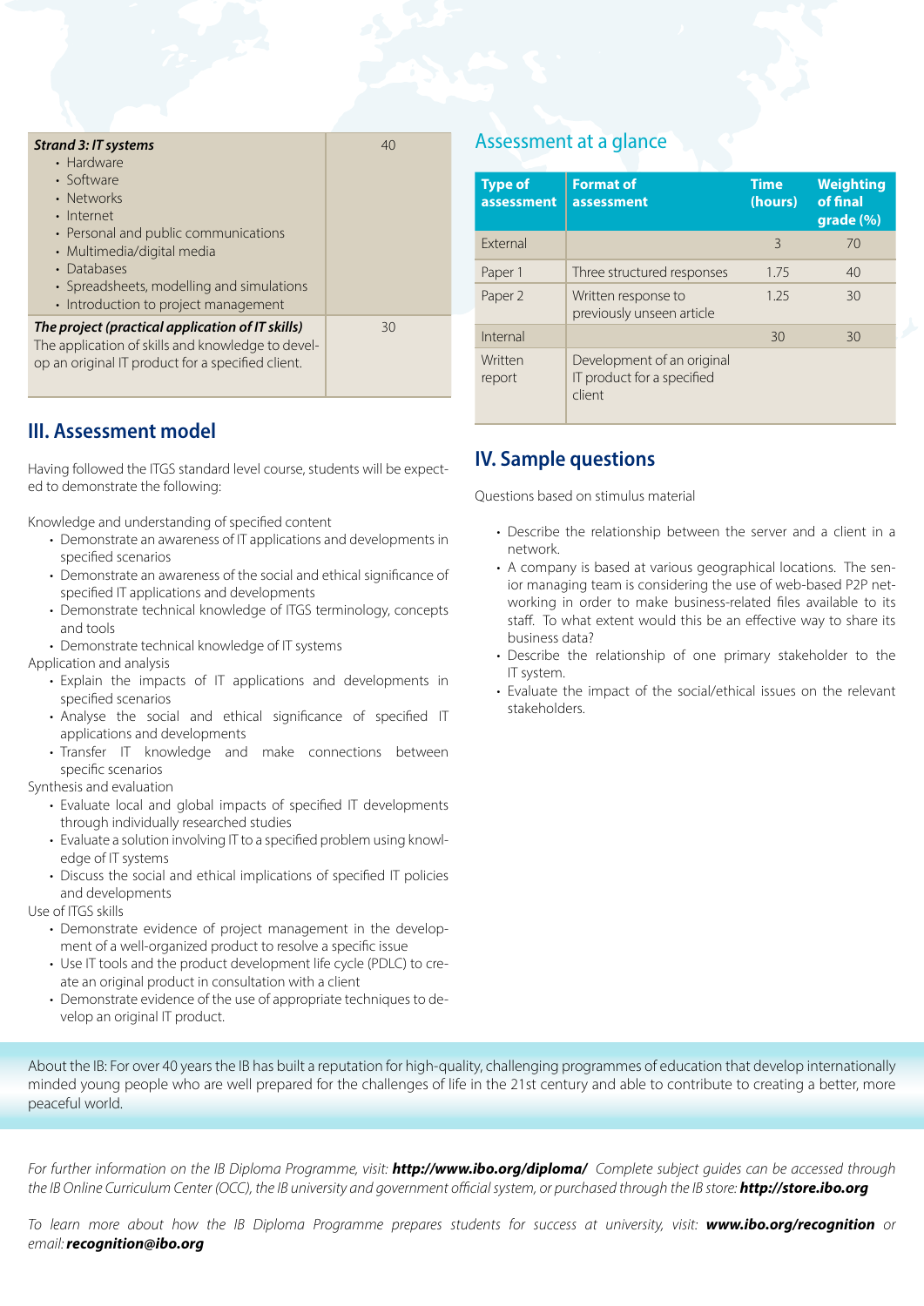| | |
|---|---|
| ***Strand 3: IT systems***<br>• Hardware<br>• Software<br>• Networks<br>• Internet<br>• Personal and public communications<br>• Multimedia/digital media<br>• Databases<br>• Spreadsheets, modelling and simulations<br>• Introduction to project management | 40 |
| ***The project (practical application of IT skills)***<br>The application of skills and knowledge to develop an original IT product for a specified client. | 30 |

## III. Assessment model

Having followed the ITGS standard level course, students will be expected to demonstrate the following:

Knowledge and understanding of specified content
- Demonstrate an awareness of IT applications and developments in specified scenarios
- Demonstrate an awareness of the social and ethical significance of specified IT applications and developments
- Demonstrate technical knowledge of ITGS terminology, concepts and tools
- Demonstrate technical knowledge of IT systems

Application and analysis
- Explain the impacts of IT applications and developments in specified scenarios
- Analyse the social and ethical significance of specified IT applications and developments
- Transfer IT knowledge and make connections between specific scenarios

Synthesis and evaluation
- Evaluate local and global impacts of specified IT developments through individually researched studies
- Evaluate a solution involving IT to a specified problem using knowledge of IT systems
- Discuss the social and ethical implications of specified IT policies and developments

Use of ITGS skills
- Demonstrate evidence of project management in the development of a well-organized product to resolve a specific issue
- Use IT tools and the product development life cycle (PDLC) to create an original product in consultation with a client
- Demonstrate evidence of the use of appropriate techniques to develop an original IT product.

## Assessment at a glance

| Type of assessment | Format of assessment | Time (hours) | Weighting of final grade (%) |
|---|---|---|---|
| External | | 3 | 70 |
| Paper 1 | Three structured responses | 1.75 | 40 |
| Paper 2 | Written response to previously unseen article | 1.25 | 30 |
| Internal | | 30 | 30 |
| Written report | Development of an original IT product for a specified client | | |

## IV. Sample questions

Questions based on stimulus material

- Describe the relationship between the server and a client in a network.
- A company is based at various geographical locations. The senior managing team is considering the use of web-based P2P networking in order to make business-related files available to its staff. To what extent would this be an effective way to share its business data?
- Describe the relationship of one primary stakeholder to the IT system.
- Evaluate the impact of the social/ethical issues on the relevant stakeholders.

About the IB: For over 40 years the IB has built a reputation for high-quality, challenging programmes of education that develop internationally minded young people who are well prepared for the challenges of life in the 21st century and able to contribute to creating a better, more peaceful world.

*For further information on the IB Diploma Programme, visit:* ***http://www.ibo.org/diploma/*** *Complete subject guides can be accessed through the IB Online Curriculum Center (OCC), the IB university and government official system, or purchased through the IB store:* ***http://store.ibo.org***

*To learn more about how the IB Diploma Programme prepares students for success at university, visit:* ***www.ibo.org/recognition*** *or email:* ***recognition@ibo.org***